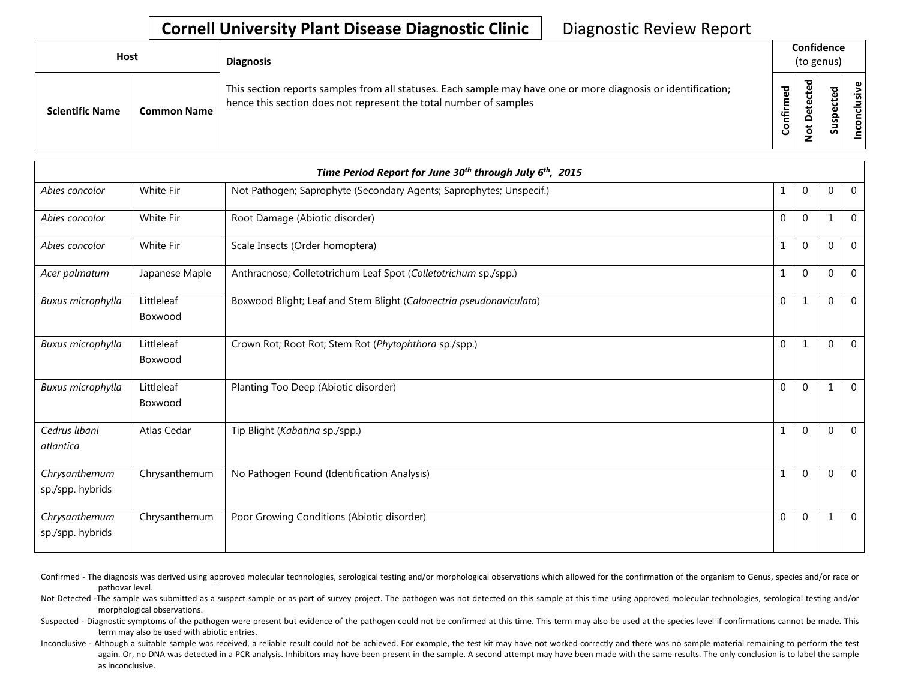# Cornell University Plant Disease Diagnostic Clinic

Diagnostic Review Report

| Host | | Diagnosis | Confidence (to genus) | | | |
|---|---|---|---|---|---|---|
| **Scientific Name** | **Common Name** | This section reports samples from all statuses. Each sample may have one or more diagnosis or identification; hence this section does not represent the total number of samples | **Confirmed** | **Not Detected** | **Suspected** | **Inconclusive** |
| ***Time Period Report for June 30th through July 6th, 2015*** | | | | | | |
| *Abies concolor* | White Fir | Not Pathogen; Saprophyte (Secondary Agents; Saprophytes; Unspecif.) | 1 | 0 | 0 | 0 |
| *Abies concolor* | White Fir | Root Damage (Abiotic disorder) | 0 | 0 | 1 | 0 |
| *Abies concolor* | White Fir | Scale Insects (Order homoptera) | 1 | 0 | 0 | 0 |
| *Acer palmatum* | Japanese Maple | Anthracnose; Colletotrichum Leaf Spot (*Colletotrichum* sp./spp.) | 1 | 0 | 0 | 0 |
| *Buxus microphylla* | Littleleaf Boxwood | Boxwood Blight; Leaf and Stem Blight (*Calonectria pseudonaviculata*) | 0 | 1 | 0 | 0 |
| *Buxus microphylla* | Littleleaf Boxwood | Crown Rot; Root Rot; Stem Rot (*Phytophthora* sp./spp.) | 0 | 1 | 0 | 0 |
| *Buxus microphylla* | Littleleaf Boxwood | Planting Too Deep (Abiotic disorder) | 0 | 0 | 1 | 0 |
| *Cedrus libani atlantica* | Atlas Cedar | Tip Blight (*Kabatina* sp./spp.) | 1 | 0 | 0 | 0 |
| *Chrysanthemum sp./spp. hybrids* | Chrysanthemum | No Pathogen Found (Identification Analysis) | 1 | 0 | 0 | 0 |
| *Chrysanthemum sp./spp. hybrids* | Chrysanthemum | Poor Growing Conditions (Abiotic disorder) | 0 | 0 | 1 | 0 |

Confirmed - The diagnosis was derived using approved molecular technologies, serological testing and/or morphological observations which allowed for the confirmation of the organism to Genus, species and/or race or pathovar level.

Not Detected -The sample was submitted as a suspect sample or as part of survey project. The pathogen was not detected on this sample at this time using approved molecular technologies, serological testing and/or morphological observations.

Suspected - Diagnostic symptoms of the pathogen were present but evidence of the pathogen could not be confirmed at this time. This term may also be used at the species level if confirmations cannot be made. This term may also be used with abiotic entries.

Inconclusive - Although a suitable sample was received, a reliable result could not be achieved. For example, the test kit may have not worked correctly and there was no sample material remaining to perform the test again. Or, no DNA was detected in a PCR analysis. Inhibitors may have been present in the sample. A second attempt may have been made with the same results. The only conclusion is to label the sample as inconclusive.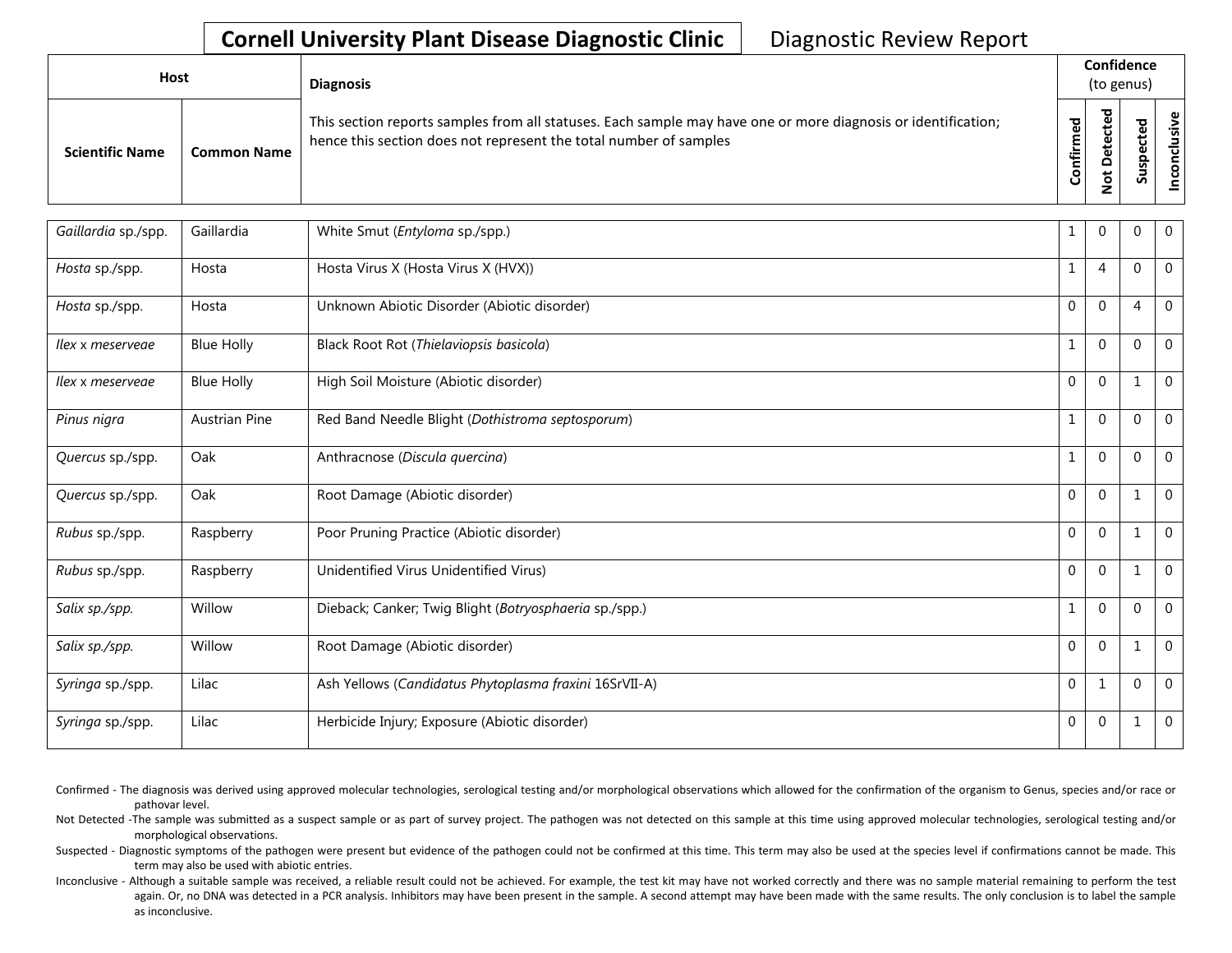**Cornell University Plant Disease Diagnostic Clinic** Diagnostic Review Report

| Host | | Diagnosis | Confidence (to genus) | | | |
|---|---|---|---|---|---|---|
| Scientific Name | Common Name | This section reports samples from all statuses. Each sample may have one or more diagnosis or identification; hence this section does not represent the total number of samples | Confirmed | Not Detected | Suspected | Inconclusive |
| *Gaillardia* sp./spp. | Gaillardia | White Smut (*Entyloma* sp./spp.) | 1 | 0 | 0 | 0 |
| *Hosta* sp./spp. | Hosta | Hosta Virus X (Hosta Virus X (HVX)) | 1 | 4 | 0 | 0 |
| *Hosta* sp./spp. | Hosta | Unknown Abiotic Disorder (Abiotic disorder) | 0 | 0 | 4 | 0 |
| *Ilex* x *meserveae* | Blue Holly | Black Root Rot (*Thielaviopsis basicola*) | 1 | 0 | 0 | 0 |
| *Ilex* x *meserveae* | Blue Holly | High Soil Moisture (Abiotic disorder) | 0 | 0 | 1 | 0 |
| *Pinus nigra* | Austrian Pine | Red Band Needle Blight (*Dothistroma septosporum*) | 1 | 0 | 0 | 0 |
| *Quercus* sp./spp. | Oak | Anthracnose (*Discula quercina*) | 1 | 0 | 0 | 0 |
| *Quercus* sp./spp. | Oak | Root Damage (Abiotic disorder) | 0 | 0 | 1 | 0 |
| *Rubus* sp./spp. | Raspberry | Poor Pruning Practice (Abiotic disorder) | 0 | 0 | 1 | 0 |
| *Rubus* sp./spp. | Raspberry | Unidentified Virus Unidentified Virus) | 0 | 0 | 1 | 0 |
| *Salix sp./spp.* | Willow | Dieback; Canker; Twig Blight (*Botryosphaeria* sp./spp.) | 1 | 0 | 0 | 0 |
| *Salix sp./spp.* | Willow | Root Damage (Abiotic disorder) | 0 | 0 | 1 | 0 |
| *Syringa* sp./spp. | Lilac | Ash Yellows (*Candidatus Phytoplasma fraxini* 16SrVII-A) | 0 | 1 | 0 | 0 |
| *Syringa* sp./spp. | Lilac | Herbicide Injury; Exposure (Abiotic disorder) | 0 | 0 | 1 | 0 |

Confirmed - The diagnosis was derived using approved molecular technologies, serological testing and/or morphological observations which allowed for the confirmation of the organism to Genus, species and/or race or pathovar level.

Not Detected -The sample was submitted as a suspect sample or as part of survey project. The pathogen was not detected on this sample at this time using approved molecular technologies, serological testing and/or morphological observations.

Suspected - Diagnostic symptoms of the pathogen were present but evidence of the pathogen could not be confirmed at this time. This term may also be used at the species level if confirmations cannot be made. This term may also be used with abiotic entries.

Inconclusive - Although a suitable sample was received, a reliable result could not be achieved. For example, the test kit may have not worked correctly and there was no sample material remaining to perform the test again. Or, no DNA was detected in a PCR analysis. Inhibitors may have been present in the sample. A second attempt may have been made with the same results. The only conclusion is to label the sample as inconclusive.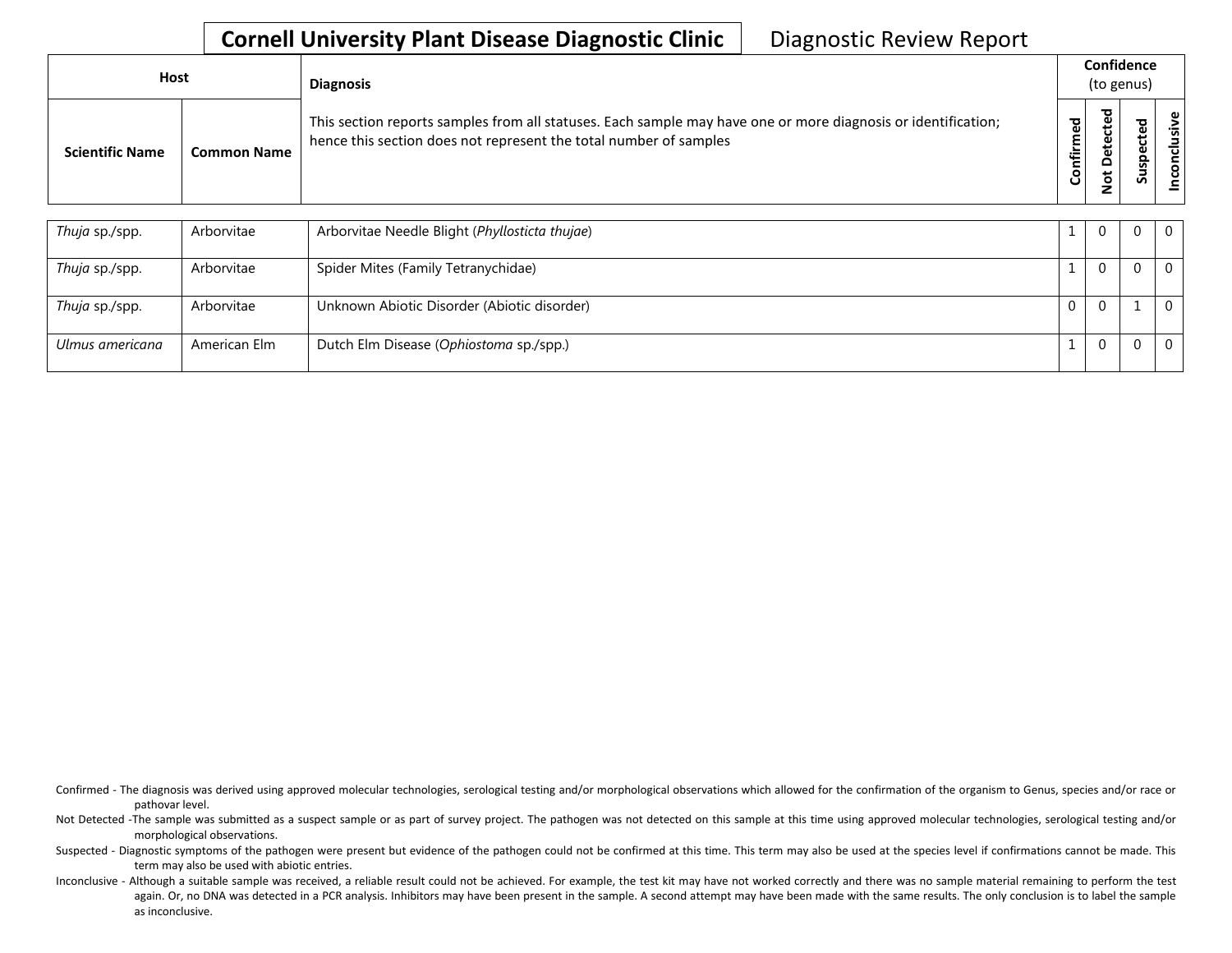**Cornell University Plant Disease Diagnostic Clinic** Diagnostic Review Report

| Host | | Diagnosis | Confidence (to genus) | | | |
|---|---|---|---|---|---|---|
| Scientific Name | Common Name | This section reports samples from all statuses. Each sample may have one or more diagnosis or identification; hence this section does not represent the total number of samples | Confirmed | Not Detected | Suspected | Inconclusive |
| *Thuja* sp./spp. | Arborvitae | Arborvitae Needle Blight (*Phyllosticta thujae*) | 1 | 0 | 0 | 0 |
| *Thuja* sp./spp. | Arborvitae | Spider Mites (Family Tetranychidae) | 1 | 0 | 0 | 0 |
| *Thuja* sp./spp. | Arborvitae | Unknown Abiotic Disorder (Abiotic disorder) | 0 | 0 | 1 | 0 |
| *Ulmus americana* | American Elm | Dutch Elm Disease (*Ophiostoma* sp./spp.) | 1 | 0 | 0 | 0 |

Confirmed - The diagnosis was derived using approved molecular technologies, serological testing and/or morphological observations which allowed for the confirmation of the organism to Genus, species and/or race or pathovar level.

Not Detected -The sample was submitted as a suspect sample or as part of survey project. The pathogen was not detected on this sample at this time using approved molecular technologies, serological testing and/or morphological observations.

Suspected - Diagnostic symptoms of the pathogen were present but evidence of the pathogen could not be confirmed at this time. This term may also be used at the species level if confirmations cannot be made. This term may also be used with abiotic entries.

Inconclusive - Although a suitable sample was received, a reliable result could not be achieved. For example, the test kit may have not worked correctly and there was no sample material remaining to perform the test again. Or, no DNA was detected in a PCR analysis. Inhibitors may have been present in the sample. A second attempt may have been made with the same results. The only conclusion is to label the sample as inconclusive.